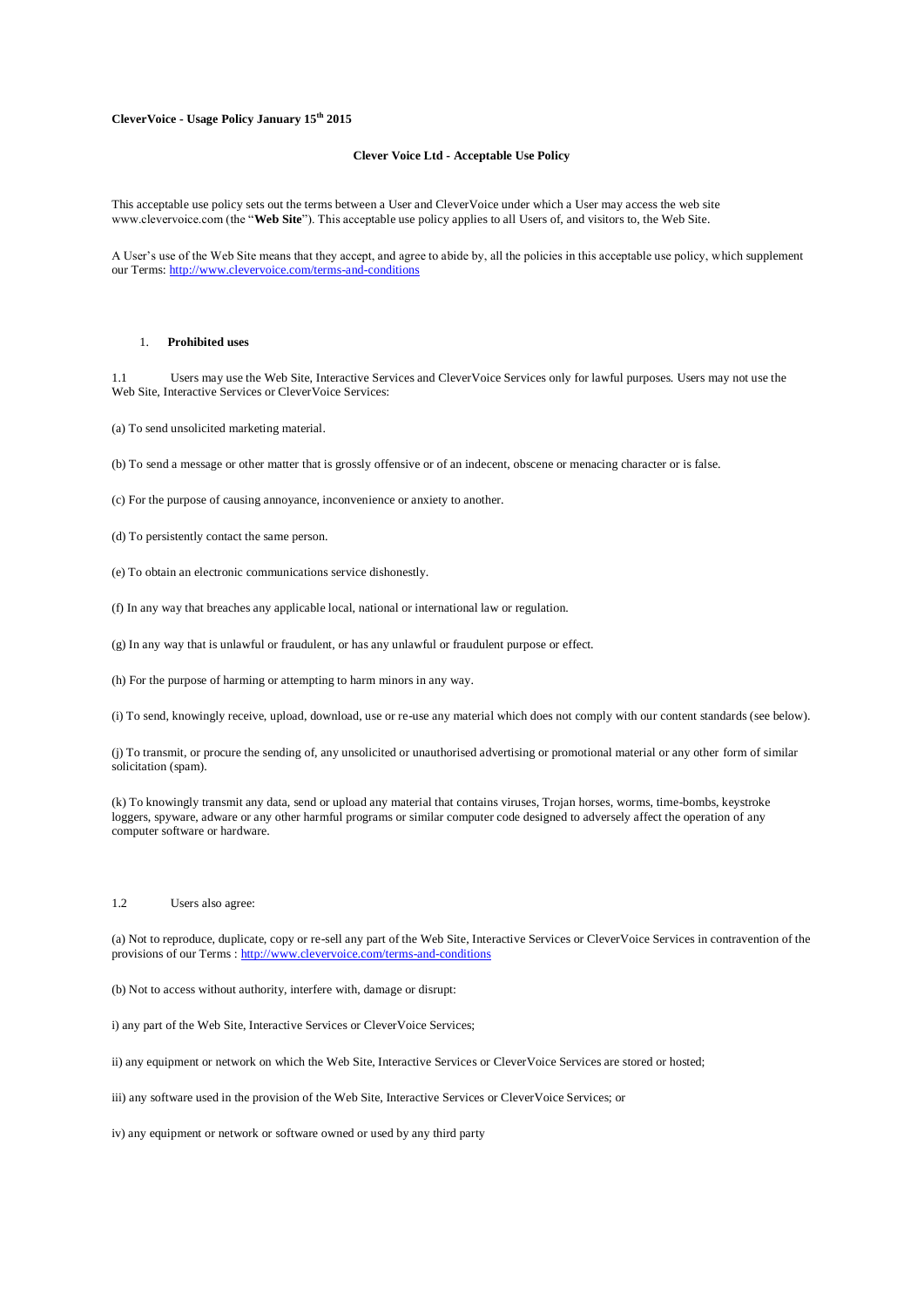**CleverVoice - Usage Policy January 15th 2015**

**Clever Voice Ltd - Acceptable Use Policy**

This acceptable use policy sets out the terms between a User and CleverVoice under which a User may access the web site www.clevervoice.com (the "**Web Site**"). This acceptable use policy applies to all Users of, and visitors to, the Web Site.

A User's use of the Web Site means that they accept, and agree to abide by, all the policies in this acceptable use policy, which supplement our Terms: http://www.clevervoice.com/terms-and-conditions

## 1. Prohibited uses

1.1 Users may use the Web Site, Interactive Services and CleverVoice Services only for lawful purposes. Users may not use the Web Site, Interactive Services or CleverVoice Services:

(a) To send unsolicited marketing material.

(b) To send a message or other matter that is grossly offensive or of an indecent, obscene or menacing character or is false.

(c) For the purpose of causing annoyance, inconvenience or anxiety to another.

(d) To persistently contact the same person.

(e) To obtain an electronic communications service dishonestly.

(f) In any way that breaches any applicable local, national or international law or regulation.

(g) In any way that is unlawful or fraudulent, or has any unlawful or fraudulent purpose or effect.

(h) For the purpose of harming or attempting to harm minors in any way.

(i) To send, knowingly receive, upload, download, use or re-use any material which does not comply with our content standards (see below).

(j) To transmit, or procure the sending of, any unsolicited or unauthorised advertising or promotional material or any other form of similar solicitation (spam).

(k) To knowingly transmit any data, send or upload any material that contains viruses, Trojan horses, worms, time-bombs, keystroke loggers, spyware, adware or any other harmful programs or similar computer code designed to adversely affect the operation of any computer software or hardware.

1.2 Users also agree:

(a) Not to reproduce, duplicate, copy or re-sell any part of the Web Site, Interactive Services or CleverVoice Services in contravention of the provisions of our Terms : http://www.clevervoice.com/terms-and-conditions

(b) Not to access without authority, interfere with, damage or disrupt:

i) any part of the Web Site, Interactive Services or CleverVoice Services;

ii) any equipment or network on which the Web Site, Interactive Services or CleverVoice Services are stored or hosted;

iii) any software used in the provision of the Web Site, Interactive Services or CleverVoice Services; or

iv) any equipment or network or software owned or used by any third party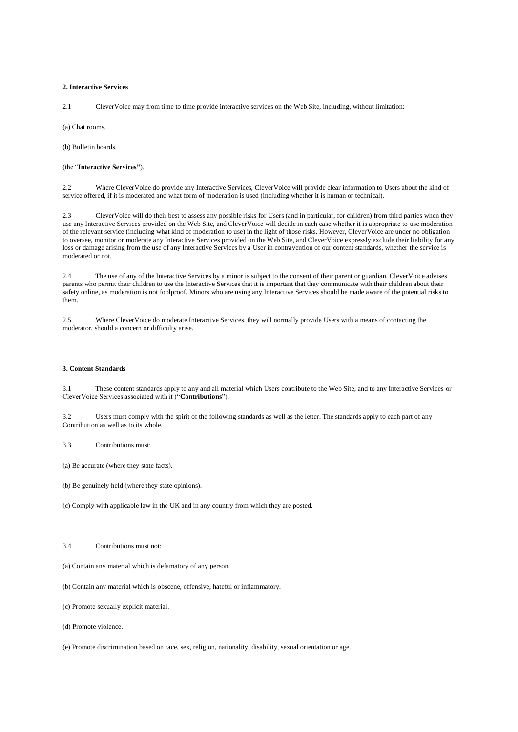## 2. Interactive Services

2.1 CleverVoice may from time to time provide interactive services on the Web Site, including, without limitation:

(a) Chat rooms.

(b) Bulletin boards.

(the "**Interactive Services"**).

2.2 Where CleverVoice do provide any Interactive Services, CleverVoice will provide clear information to Users about the kind of service offered, if it is moderated and what form of moderation is used (including whether it is human or technical).

2.3 CleverVoice will do their best to assess any possible risks for Users (and in particular, for children) from third parties when they use any Interactive Services provided on the Web Site, and CleverVoice will decide in each case whether it is appropriate to use moderation of the relevant service (including what kind of moderation to use) in the light of those risks. However, CleverVoice are under no obligation to oversee, monitor or moderate any Interactive Services provided on the Web Site, and CleverVoice expressly exclude their liability for any loss or damage arising from the use of any Interactive Services by a User in contravention of our content standards, whether the service is moderated or not.

2.4 The use of any of the Interactive Services by a minor is subject to the consent of their parent or guardian. CleverVoice advises parents who permit their children to use the Interactive Services that it is important that they communicate with their children about their safety online, as moderation is not foolproof. Minors who are using any Interactive Services should be made aware of the potential risks to them.

2.5 Where CleverVoice do moderate Interactive Services, they will normally provide Users with a means of contacting the moderator, should a concern or difficulty arise.

## 3. Content Standards

3.1 These content standards apply to any and all material which Users contribute to the Web Site, and to any Interactive Services or CleverVoice Services associated with it ("**Contributions**").

3.2 Users must comply with the spirit of the following standards as well as the letter. The standards apply to each part of any Contribution as well as to its whole.

3.3 Contributions must:

(a) Be accurate (where they state facts).

(b) Be genuinely held (where they state opinions).

(c) Comply with applicable law in the UK and in any country from which they are posted.

3.4 Contributions must not:

(a) Contain any material which is defamatory of any person.

(b) Contain any material which is obscene, offensive, hateful or inflammatory.

(c) Promote sexually explicit material.

(d) Promote violence.

(e) Promote discrimination based on race, sex, religion, nationality, disability, sexual orientation or age.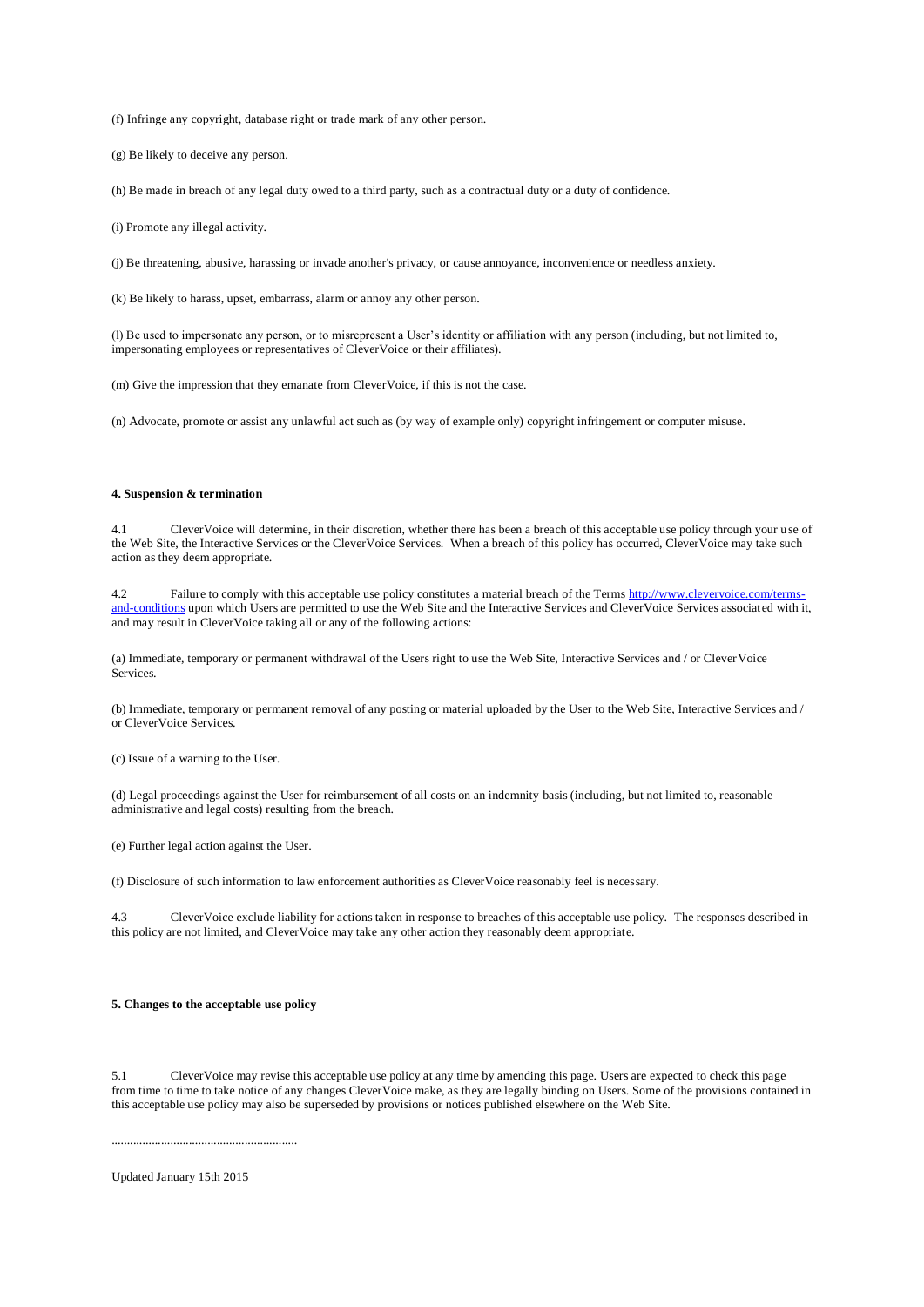(f) Infringe any copyright, database right or trade mark of any other person.

(g) Be likely to deceive any person.

(h) Be made in breach of any legal duty owed to a third party, such as a contractual duty or a duty of confidence.

(i) Promote any illegal activity.

(j) Be threatening, abusive, harassing or invade another's privacy, or cause annoyance, inconvenience or needless anxiety.

(k) Be likely to harass, upset, embarrass, alarm or annoy any other person.

(l) Be used to impersonate any person, or to misrepresent a User's identity or affiliation with any person (including, but not limited to, impersonating employees or representatives of CleverVoice or their affiliates).

(m) Give the impression that they emanate from CleverVoice, if this is not the case.

(n) Advocate, promote or assist any unlawful act such as (by way of example only) copyright infringement or computer misuse.

**4. Suspension & termination**

4.1 CleverVoice will determine, in their discretion, whether there has been a breach of this acceptable use policy through your use of the Web Site, the Interactive Services or the CleverVoice Services. When a breach of this policy has occurred, CleverVoice may take such action as they deem appropriate.

4.2 Failure to comply with this acceptable use policy constitutes a material breach of the Terms [http://www.clevervoice.com/terms-and-conditions](http://www.clevervoice.com/terms-and-conditions) upon which Users are permitted to use the Web Site and the Interactive Services and CleverVoice Services associated with it, and may result in CleverVoice taking all or any of the following actions:

(a) Immediate, temporary or permanent withdrawal of the Users right to use the Web Site, Interactive Services and / or CleverVoice Services.

(b) Immediate, temporary or permanent removal of any posting or material uploaded by the User to the Web Site, Interactive Services and / or CleverVoice Services.

(c) Issue of a warning to the User.

(d) Legal proceedings against the User for reimbursement of all costs on an indemnity basis (including, but not limited to, reasonable administrative and legal costs) resulting from the breach.

(e) Further legal action against the User.

(f) Disclosure of such information to law enforcement authorities as CleverVoice reasonably feel is necessary.

4.3 CleverVoice exclude liability for actions taken in response to breaches of this acceptable use policy. The responses described in this policy are not limited, and CleverVoice may take any other action they reasonably deem appropriate.

**5. Changes to the acceptable use policy**

5.1 CleverVoice may revise this acceptable use policy at any time by amending this page. Users are expected to check this page from time to time to take notice of any changes CleverVoice make, as they are legally binding on Users. Some of the provisions contained in this acceptable use policy may also be superseded by provisions or notices published elsewhere on the Web Site.

...........................................................

Updated January 15th 2015